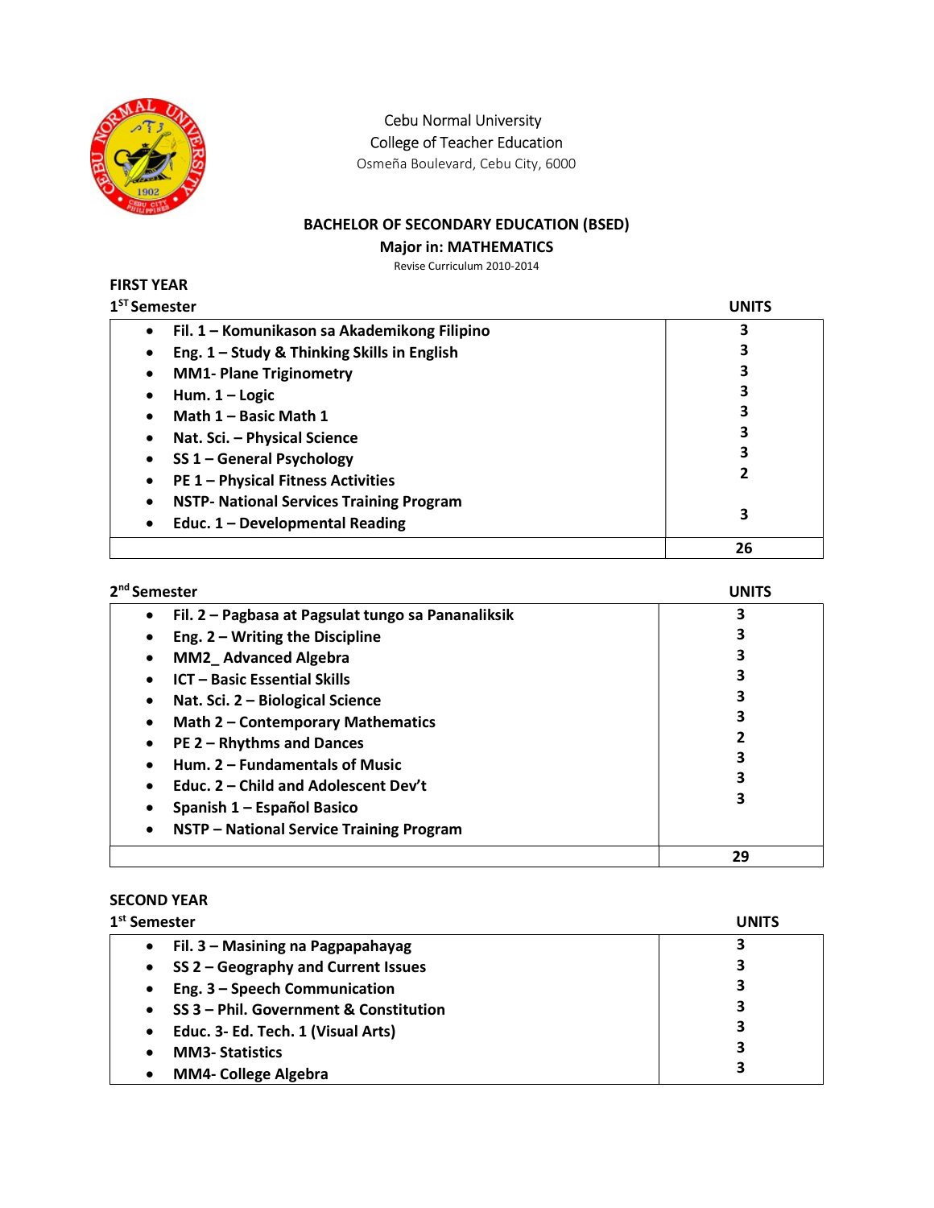Cebu Normal University
College of Teacher Education
Osmeña Boulevard, Cebu City, 6000

## BACHELOR OF SECONDARY EDUCATION (BSED)
### Major in: MATHEMATICS

Revise Curriculum 2010-2014

### FIRST YEAR

**1ST Semester**

| Subject | UNITS |
|---|---|
| Fil. 1 – Komunikason sa Akademikong Filipino | 3 |
| Eng. 1 – Study & Thinking Skills in English | 3 |
| MM1- Plane Triginometry | 3 |
| Hum. 1 – Logic | 3 |
| Math 1 – Basic Math 1 | 3 |
| Nat. Sci. – Physical Science | 3 |
| SS 1 – General Psychology | 3 |
| PE 1 – Physical Fitness Activities | 2 |
| NSTP- National Services Training Program | |
| Educ. 1 – Developmental Reading | 3 |
| | **26** |

**2nd Semester**

| Subject | UNITS |
|---|---|
| Fil. 2 – Pagbasa at Pagsulat tungo sa Pananaliksik | 3 |
| Eng. 2 – Writing the Discipline | 3 |
| MM2_ Advanced Algebra | 3 |
| ICT – Basic Essential Skills | 3 |
| Nat. Sci. 2 – Biological Science | 3 |
| Math 2 – Contemporary Mathematics | 3 |
| PE 2 – Rhythms and Dances | 2 |
| Hum. 2 – Fundamentals of Music | 3 |
| Educ. 2 – Child and Adolescent Dev't | 3 |
| Spanish 1 – Español Basico | 3 |
| NSTP – National Service Training Program | |
| | **29** |

### SECOND YEAR

**1st Semester**

| Subject | UNITS |
|---|---|
| Fil. 3 – Masining na Pagpapahayag | 3 |
| SS 2 – Geography and Current Issues | 3 |
| Eng. 3 – Speech Communication | 3 |
| SS 3 – Phil. Government & Constitution | 3 |
| Educ. 3- Ed. Tech. 1 (Visual Arts) | 3 |
| MM3- Statistics | 3 |
| MM4- College Algebra | 3 |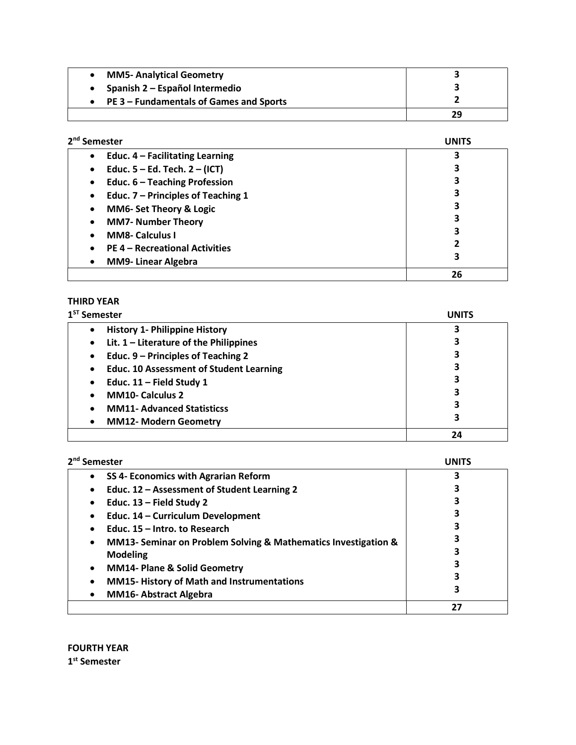| | |
|---|---|
| • **MM5- Analytical Geometry** | **3** |
| • **Spanish 2 – Español Intermedio** | **3** |
| • **PE 3 – Fundamentals of Games and Sports** | **2** |
| | **29** |

**2nd Semester**

| | UNITS |
|---|---|
| • **Educ. 4 – Facilitating Learning** | **3** |
| • **Educ. 5 – Ed. Tech. 2 – (ICT)** | **3** |
| • **Educ. 6 – Teaching Profession** | **3** |
| • **Educ. 7 – Principles of Teaching 1** | **3** |
| • **MM6- Set Theory & Logic** | **3** |
| • **MM7- Number Theory** | **3** |
| • **MM8- Calculus I** | **3** |
| • **PE 4 – Recreational Activities** | **2** |
| • **MM9- Linear Algebra** | **3** |
| | **26** |

**THIRD YEAR**

**1ST Semester**

| | UNITS |
|---|---|
| • **History 1- Philippine History** | **3** |
| • **Lit. 1 – Literature of the Philippines** | **3** |
| • **Educ. 9 – Principles of Teaching 2** | **3** |
| • **Educ. 10 Assessment of Student Learning** | **3** |
| • **Educ. 11 – Field Study 1** | **3** |
| • **MM10- Calculus 2** | **3** |
| • **MM11- Advanced Statisticss** | **3** |
| • **MM12- Modern Geometry** | **3** |
| | **24** |

**2nd Semester**

| | UNITS |
|---|---|
| • **SS 4- Economics with Agrarian Reform** | **3** |
| • **Educ. 12 – Assessment of Student Learning 2** | **3** |
| • **Educ. 13 – Field Study 2** | **3** |
| • **Educ. 14 – Curriculum Development** | **3** |
| • **Educ. 15 – Intro. to Research** | **3** |
| • **MM13- Seminar on Problem Solving & Mathematics Investigation & Modeling** | **3** |
| • **MM14- Plane & Solid Geometry** | **3** |
| • **MM15- History of Math and Instrumentations** | **3** |
| • **MM16- Abstract Algebra** | **3** |
| | **3** |
| | **27** |

**FOURTH YEAR**

**1st Semester**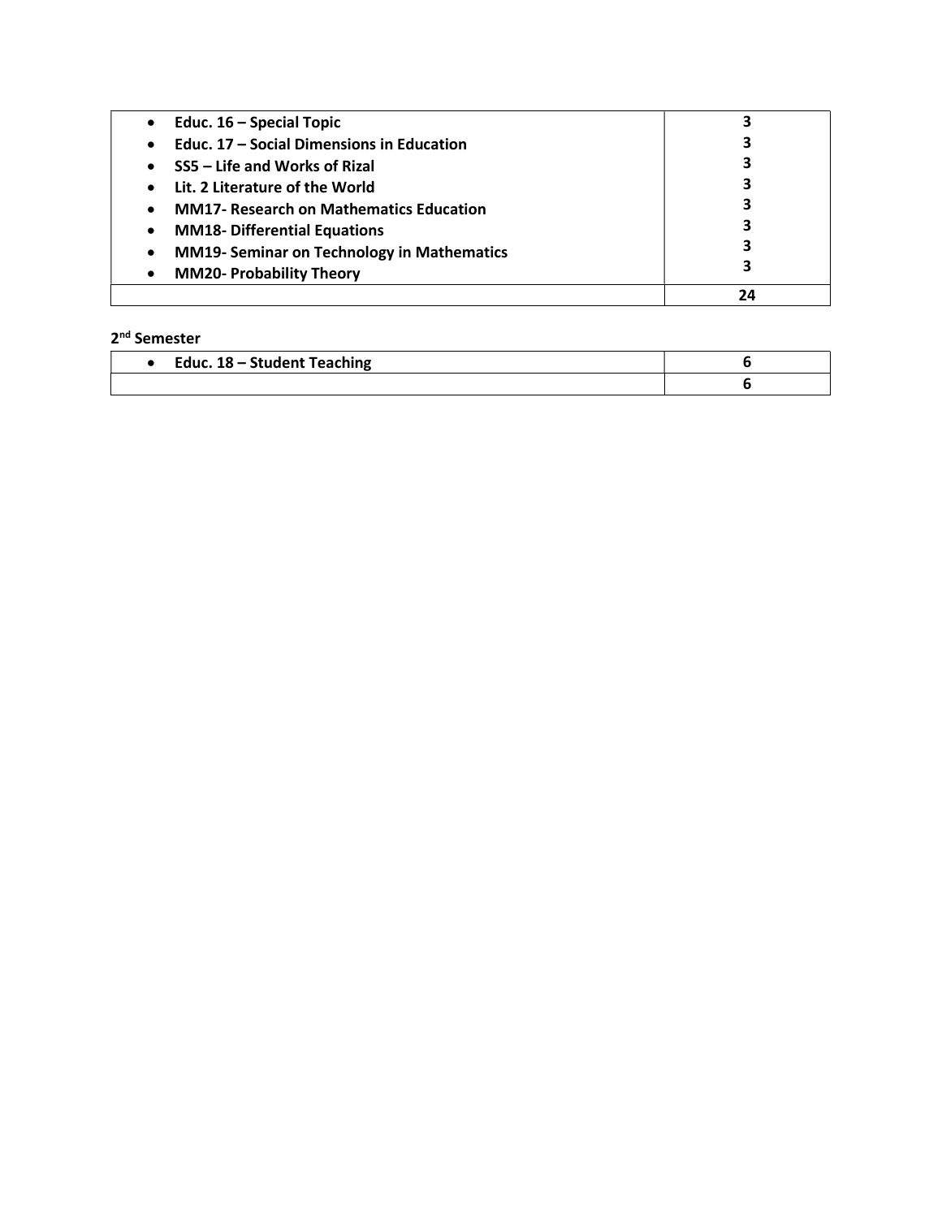| | |
|---|---|
| • **Educ. 16 – Special Topic** | **3** |
| • **Educ. 17 – Social Dimensions in Education** | **3** |
| • **SS5 – Life and Works of Rizal** | **3** |
| • **Lit. 2 Literature of the World** | **3** |
| • **MM17- Research on Mathematics Education** | **3** |
| • **MM18- Differential Equations** | **3** |
| • **MM19- Seminar on Technology in Mathematics** | **3** |
| • **MM20- Probability Theory** | **3** |
| | **24** |

**2nd Semester**

| | |
|---|---|
| • **Educ. 18 – Student Teaching** | **6** |
| | **6** |